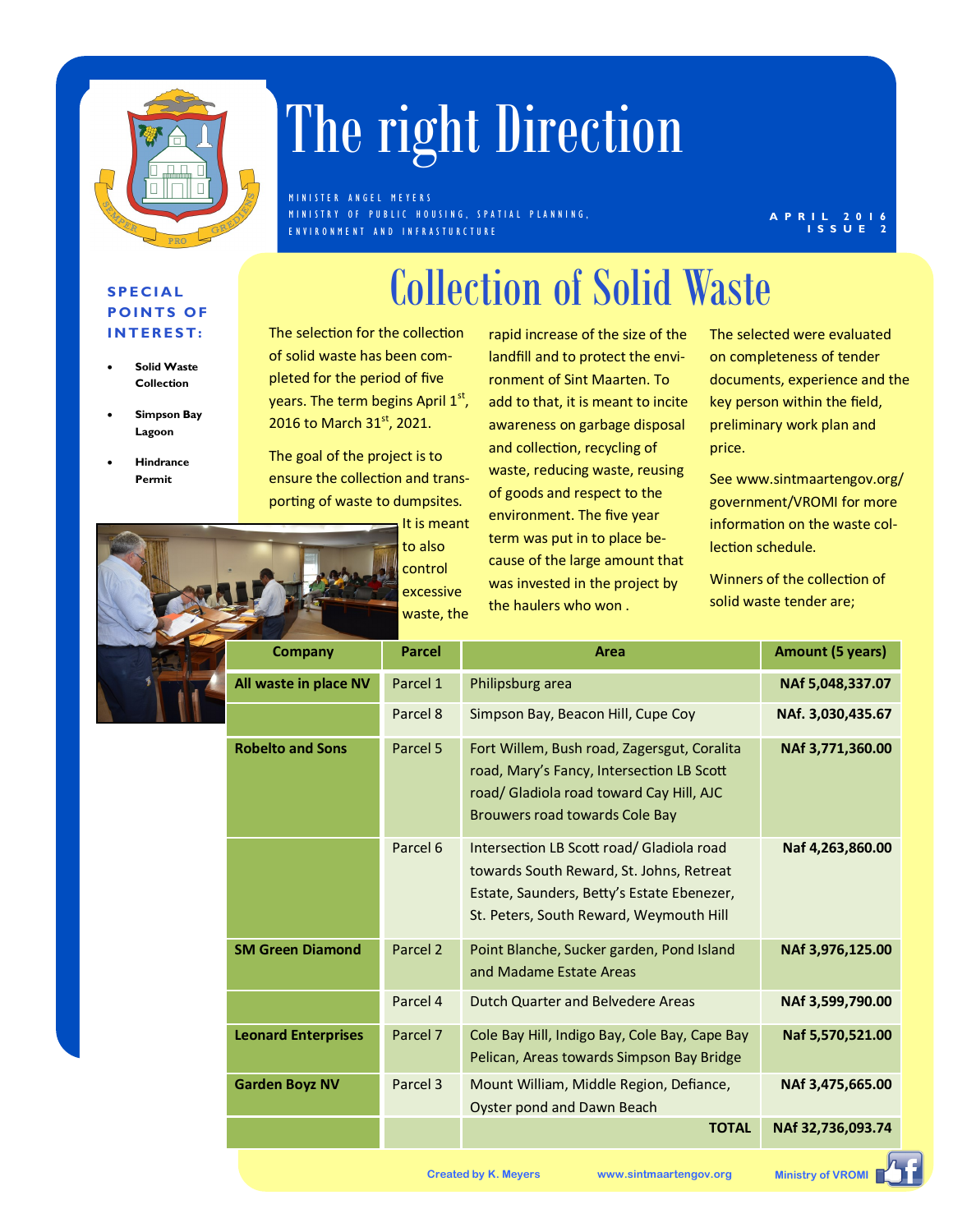# The right Direction

MINISTER ANGEL MEYERS
MINISTRY OF PUBLIC HOUSING, SPATIAL PLANNING, ENVIRONMENT AND INFRASTRUCTURE

APRIL 2016
ISSUE 2

**SPECIAL POINTS OF INTEREST:**

- **Solid Waste Collection**
- **Simpson Bay Lagoon**
- **Hindrance Permit**

## Collection of Solid Waste

The selection for the collection of solid waste has been completed for the period of five years. The term begins April 1st, 2016 to March 31st, 2021.

The goal of the project is to ensure the collection and transporting of waste to dumpsites. It is meant to also control excessive waste, the rapid increase of the size of the landfill and to protect the environment of Sint Maarten. To add to that, it is meant to incite awareness on garbage disposal and collection, recycling of waste, reducing waste, reusing of goods and respect to the environment. The five year term was put in to place because of the large amount that was invested in the project by the haulers who won .

The selected were evaluated on completeness of tender documents, experience and the key person within the field, preliminary work plan and price.

See www.sintmaartengov.org/government/VROMI for more information on the waste collection schedule.

Winners of the collection of solid waste tender are;

| Company | Parcel | Area | Amount (5 years) |
|---|---|---|---|
| **All waste in place NV** | Parcel 1 | Philipsburg area | **NAf 5,048,337.07** |
| | Parcel 8 | Simpson Bay, Beacon Hill, Cupe Coy | **NAf. 3,030,435.67** |
| **Robelto and Sons** | Parcel 5 | Fort Willem, Bush road, Zagersgut, Coralita road, Mary's Fancy, Intersection LB Scott road/ Gladiola road toward Cay Hill, AJC Brouwers road towards Cole Bay | **NAf 3,771,360.00** |
| | Parcel 6 | Intersection LB Scott road/ Gladiola road towards South Reward, St. Johns, Retreat Estate, Saunders, Betty's Estate Ebenezer, St. Peters, South Reward, Weymouth Hill | **Naf 4,263,860.00** |
| **SM Green Diamond** | Parcel 2 | Point Blanche, Sucker garden, Pond Island and Madame Estate Areas | **NAf 3,976,125.00** |
| | Parcel 4 | Dutch Quarter and Belvedere Areas | **NAf 3,599,790.00** |
| **Leonard Enterprises** | Parcel 7 | Cole Bay Hill, Indigo Bay, Cole Bay, Cape Bay Pelican, Areas towards Simpson Bay Bridge | **Naf 5,570,521.00** |
| **Garden Boyz NV** | Parcel 3 | Mount William, Middle Region, Defiance, Oyster pond and Dawn Beach | **NAf 3,475,665.00** |
| | | **TOTAL** | **NAf 32,736,093.74** |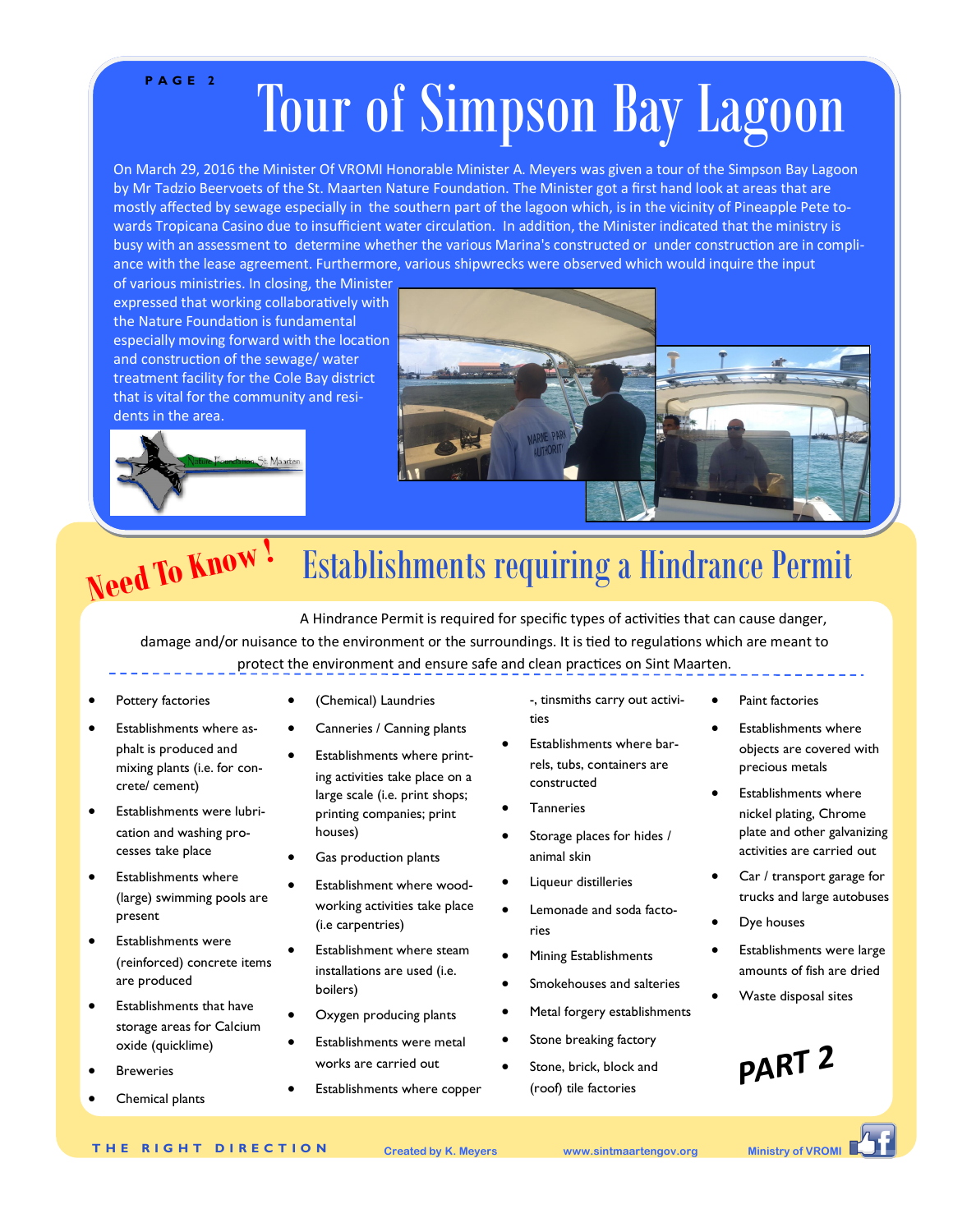# Tour of Simpson Bay Lagoon

On March 29, 2016 the Minister Of VROMI Honorable Minister A. Meyers was given a tour of the Simpson Bay Lagoon by Mr Tadzio Beervoets of the St. Maarten Nature Foundation. The Minister got a first hand look at areas that are mostly affected by sewage especially in the southern part of the lagoon which, is in the vicinity of Pineapple Pete towards Tropicana Casino due to insufficient water circulation. In addition, the Minister indicated that the ministry is busy with an assessment to determine whether the various Marina's constructed or under construction are in compliance with the lease agreement. Furthermore, various shipwrecks were observed which would inquire the input of various ministries. In closing, the Minister expressed that working collaboratively with the Nature Foundation is fundamental especially moving forward with the location and construction of the sewage/ water treatment facility for the Cole Bay district that is vital for the community and residents in the area.

Need To Know !

## Establishments requiring a Hindrance Permit

A Hindrance Permit is required for specific types of activities that can cause danger, damage and/or nuisance to the environment or the surroundings. It is tied to regulations which are meant to protect the environment and ensure safe and clean practices on Sint Maarten.

- Pottery factories
- Establishments where asphalt is produced and mixing plants (i.e. for concrete/ cement)
- Establishments were lubrication and washing processes take place
- Establishments where (large) swimming pools are present
- Establishments were (reinforced) concrete items are produced
- Establishments that have storage areas for Calcium oxide (quicklime)
- Breweries
- Chemical plants
- (Chemical) Laundries
- Canneries / Canning plants
- Establishments where printing activities take place on a large scale (i.e. print shops; printing companies; print houses)
- Gas production plants
- Establishment where woodworking activities take place (i.e carpentries)
- Establishment where steam installations are used (i.e. boilers)
- Oxygen producing plants
- Establishments were metal works are carried out
- Establishments where copper -, tinsmiths carry out activities
- Establishments where barrels, tubs, containers are constructed
- Tanneries
- Storage places for hides / animal skin
- Liqueur distilleries
- Lemonade and soda factories
- Mining Establishments
- Smokehouses and salteries
- Metal forgery establishments
- Stone breaking factory
- Stone, brick, block and (roof) tile factories
- Paint factories
- Establishments where objects are covered with precious metals
- Establishments where nickel plating, Chrome plate and other galvanizing activities are carried out
- Car / transport garage for trucks and large autobuses
- Dye houses
- Establishments were large amounts of fish are dried
- Waste disposal sites

**PART 2**

THE RIGHT DIRECTION Created by K. Meyers www.sintmaartengov.org Ministry of VROMI